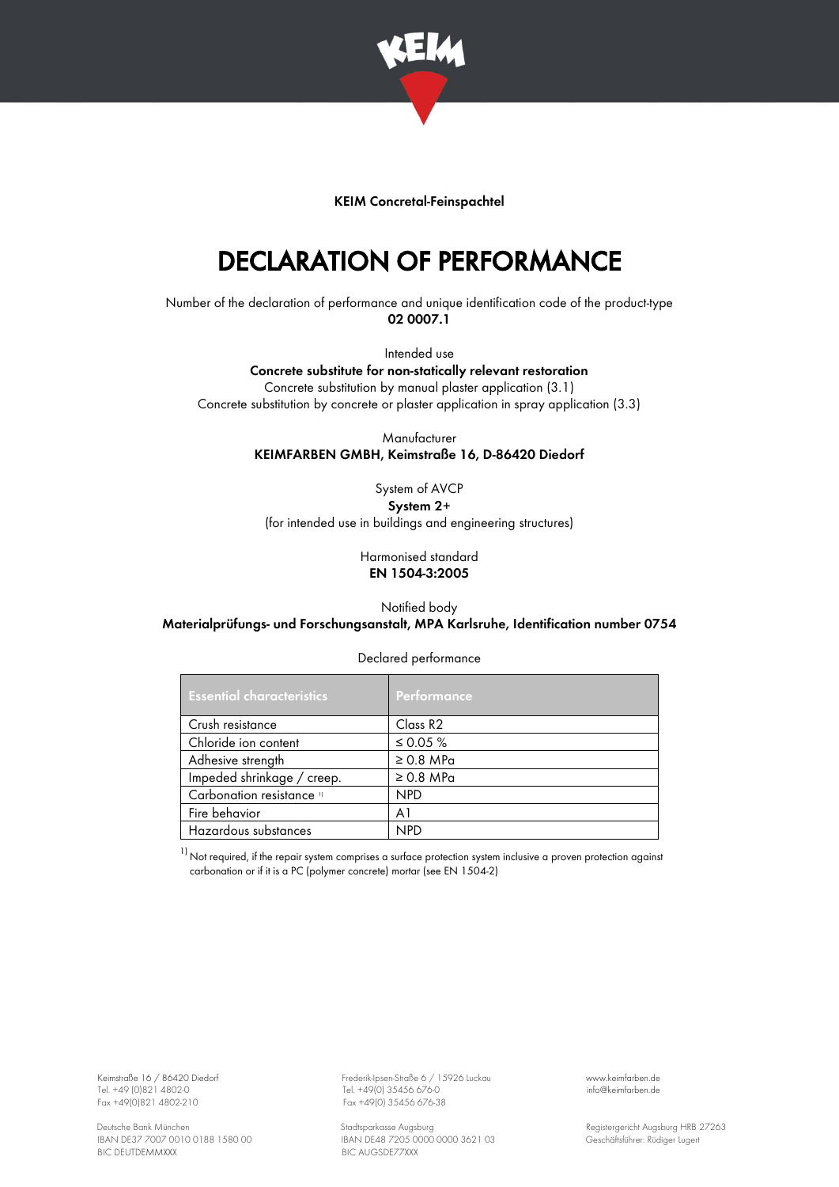KEIM Concretal-Feinspachtel

# DECLARATION OF PERFORMANCE

Number of the declaration of performance and unique identification code of the product-type
**02 0007.1**

Intended use
**Concrete substitute for non-statically relevant restoration**
Concrete substitution by manual plaster application (3.1)
Concrete substitution by concrete or plaster application in spray application (3.3)

Manufacturer
**KEIMFARBEN GMBH, Keimstraße 16, D-86420 Diedorf**

System of AVCP
**System 2+**
(for intended use in buildings and engineering structures)

Harmonised standard
**EN 1504-3:2005**

Notified body
**Materialprüfungs- und Forschungsanstalt, MPA Karlsruhe, Identification number 0754**

Declared performance

| Essential characteristics | Performance |
|---|---|
| Crush resistance | Class R2 |
| Chloride ion content | ≤ 0.05 % |
| Adhesive strength | ≥ 0.8 MPa |
| Impeded shrinkage / creep. | ≥ 0.8 MPa |
| Carbonation resistance [1] | NPD |
| Fire behavior | A1 |
| Hazardous substances | NPD |

[1] Not required, if the repair system comprises a surface protection system inclusive a proven protection against carbonation or if it is a PC (polymer concrete) mortar (see EN 1504-2)

Keimstraße 16 / 86420 Diedorf
Tel. +49 (0)821 4802-0
Fax +49(0)821 4802-210

Frederik-Ipsen-Straße 6 / 15926 Luckau
Tel. +49(0) 35456 676-0
Fax +49(0) 35456 676-38

www.keimfarben.de
info@keimfarben.de

Deutsche Bank München
IBAN DE37 7007 0010 0188 1580 00
BIC DEUTDEMMXXX

Stadtsparkasse Augsburg
IBAN DE48 7205 0000 0000 3621 03
BIC AUGSDE77XXX

Registergericht Augsburg HRB 27263
Geschäftsführer: Rüdiger Lugert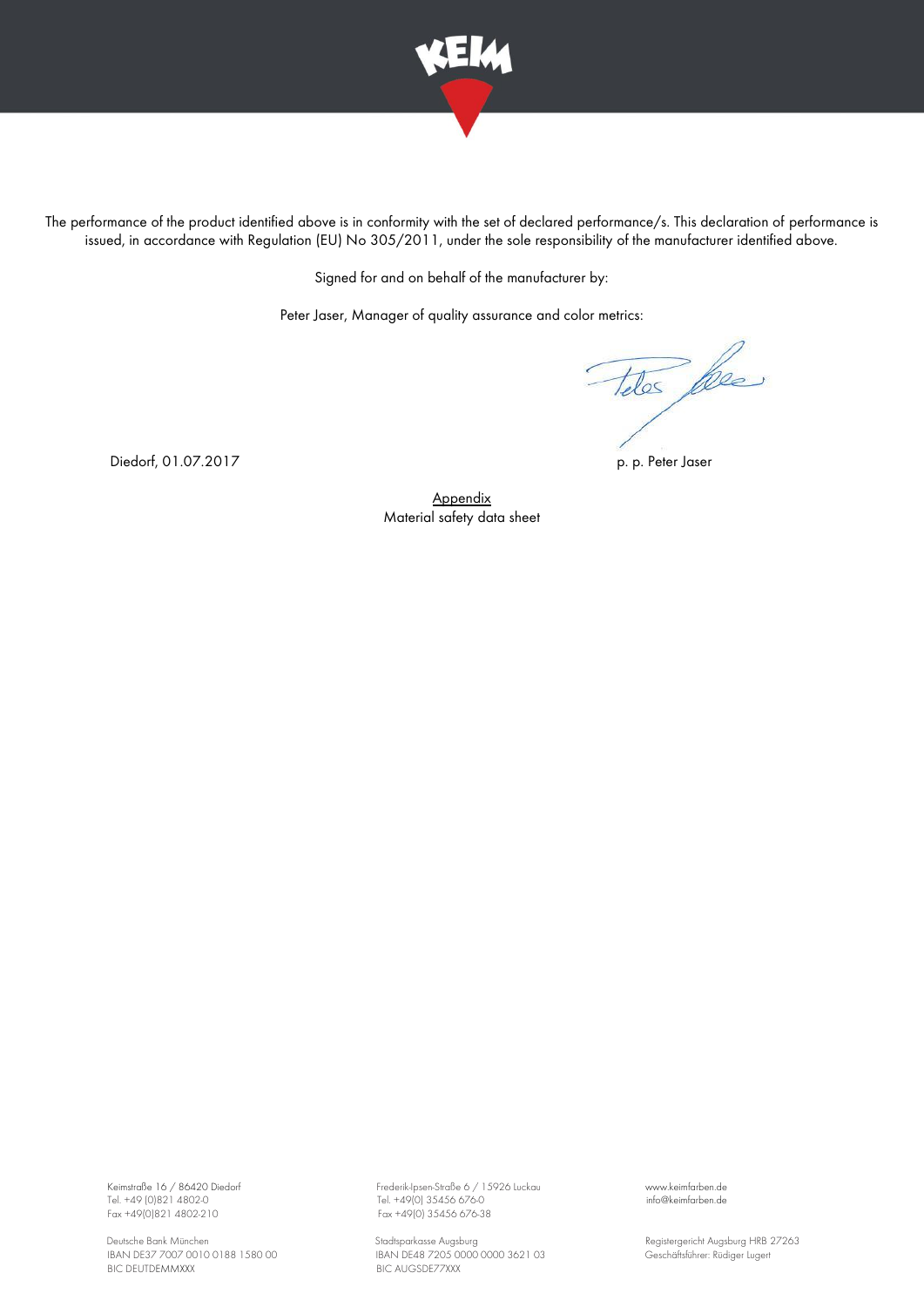The performance of the product identified above is in conformity with the set of declared performance/s. This declaration of performance is issued, in accordance with Regulation (EU) No 305/2011, under the sole responsibility of the manufacturer identified above.

Signed for and on behalf of the manufacturer by:

Peter Jaser, Manager of quality assurance and color metrics:

Diedorf, 01.07.2017

p. p. Peter Jaser

Appendix
Material safety data sheet

Keimstraße 16 / 86420 Diedorf
Tel. +49 (0)821 4802-0
Fax +49(0)821 4802-210

Frederik-Ipsen-Straße 6 / 15926 Luckau
Tel. +49(0) 35456 676-0
Fax +49(0) 35456 676-38

www.keimfarben.de
info@keimfarben.de

Deutsche Bank München
IBAN DE37 7007 0010 0188 1580 00
BIC DEUTDEMMXXX

Stadtsparkasse Augsburg
IBAN DE48 7205 0000 0000 3621 03
BIC AUGSDE77XXX

Registergericht Augsburg HRB 27263
Geschäftsführer: Rüdiger Lugert